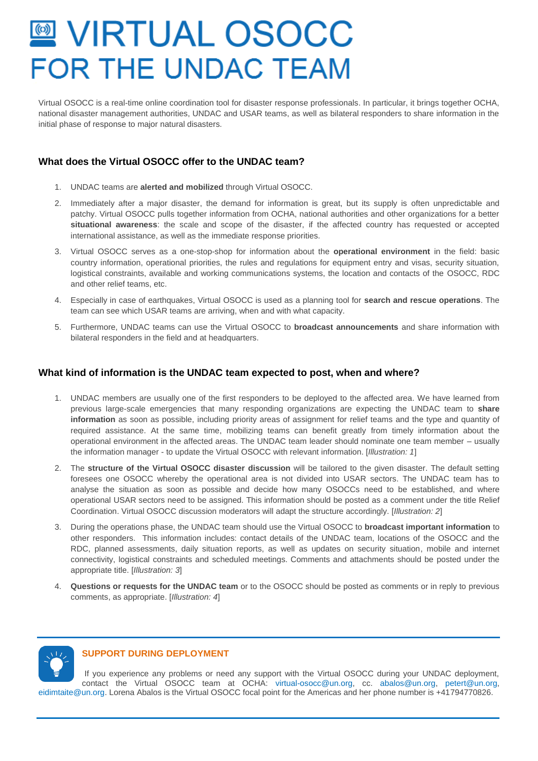# VIRTUAL OSOCC FOR THE UNDAC TEAM

Virtual OSOCC is a real-time online coordination tool for disaster response professionals. In particular, it brings together OCHA, national disaster management authorities, UNDAC and USAR teams, as well as bilateral responders to share information in the initial phase of response to major natural disasters.

## What does the Virtual OSOCC offer to the UNDAC team?

1. UNDAC teams are **alerted and mobilized** through Virtual OSOCC.
2. Immediately after a major disaster, the demand for information is great, but its supply is often unpredictable and patchy. Virtual OSOCC pulls together information from OCHA, national authorities and other organizations for a better **situational awareness**: the scale and scope of the disaster, if the affected country has requested or accepted international assistance, as well as the immediate response priorities.
3. Virtual OSOCC serves as a one-stop-shop for information about the **operational environment** in the field: basic country information, operational priorities, the rules and regulations for equipment entry and visas, security situation, logistical constraints, available and working communications systems, the location and contacts of the OSOCC, RDC and other relief teams, etc.
4. Especially in case of earthquakes, Virtual OSOCC is used as a planning tool for **search and rescue operations**. The team can see which USAR teams are arriving, when and with what capacity.
5. Furthermore, UNDAC teams can use the Virtual OSOCC to **broadcast announcements** and share information with bilateral responders in the field and at headquarters.

## What kind of information is the UNDAC team expected to post, when and where?

1. UNDAC members are usually one of the first responders to be deployed to the affected area. We have learned from previous large-scale emergencies that many responding organizations are expecting the UNDAC team to **share information** as soon as possible, including priority areas of assignment for relief teams and the type and quantity of required assistance. At the same time, mobilizing teams can benefit greatly from timely information about the operational environment in the affected areas. The UNDAC team leader should nominate one team member – usually the information manager - to update the Virtual OSOCC with relevant information. [*Illustration: 1*]
2. The **structure of the Virtual OSOCC disaster discussion** will be tailored to the given disaster. The default setting foresees one OSOCC whereby the operational area is not divided into USAR sectors. The UNDAC team has to analyse the situation as soon as possible and decide how many OSOCCs need to be established, and where operational USAR sectors need to be assigned. This information should be posted as a comment under the title Relief Coordination. Virtual OSOCC discussion moderators will adapt the structure accordingly. [*Illustration: 2*]
3. During the operations phase, the UNDAC team should use the Virtual OSOCC to **broadcast important information** to other responders. This information includes: contact details of the UNDAC team, locations of the OSOCC and the RDC, planned assessments, daily situation reports, as well as updates on security situation, mobile and internet connectivity, logistical constraints and scheduled meetings. Comments and attachments should be posted under the appropriate title. [*Illustration: 3*]
4. **Questions or requests for the UNDAC team** or to the OSOCC should be posted as comments or in reply to previous comments, as appropriate. [*Illustration: 4*]

### SUPPORT DURING DEPLOYMENT

If you experience any problems or need any support with the Virtual OSOCC during your UNDAC deployment, contact the Virtual OSOCC team at OCHA: virtual-osocc@un.org, cc. abalos@un.org, petert@un.org, eidimtaite@un.org. Lorena Abalos is the Virtual OSOCC focal point for the Americas and her phone number is +41794770826.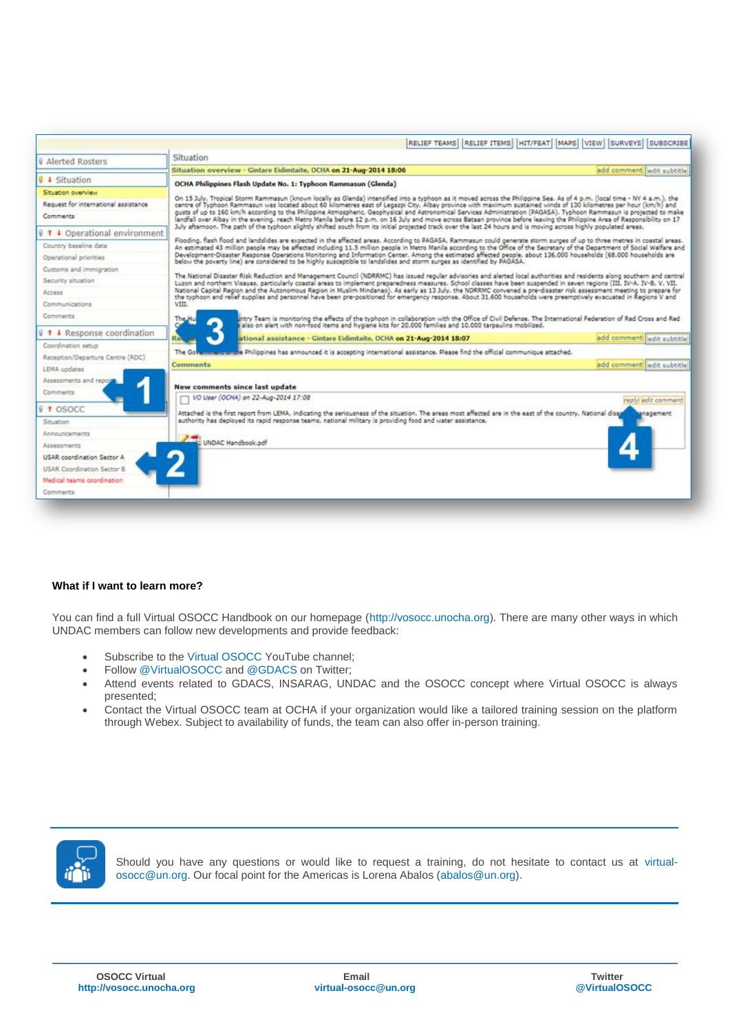### What if I want to learn more?

You can find a full Virtual OSOCC Handbook on our homepage (http://vosocc.unocha.org). There are many other ways in which UNDAC members can follow new developments and provide feedback:

- Subscribe to the Virtual OSOCC YouTube channel;
- Follow @VirtualOSOCC and @GDACS on Twitter;
- Attend events related to GDACS, INSARAG, UNDAC and the OSOCC concept where Virtual OSOCC is always presented;
- Contact the Virtual OSOCC team at OCHA if your organization would like a tailored training session on the platform through Webex. Subject to availability of funds, the team can also offer in-person training.

Should you have any questions or would like to request a training, do not hesitate to contact us at virtual-osocc@un.org. Our focal point for the Americas is Lorena Abalos (abalos@un.org).

| OSOCC Virtual | Email | Twitter |
|---|---|---|
| http://vosocc.unocha.org | virtual-osocc@un.org | @VirtualOSOCC |